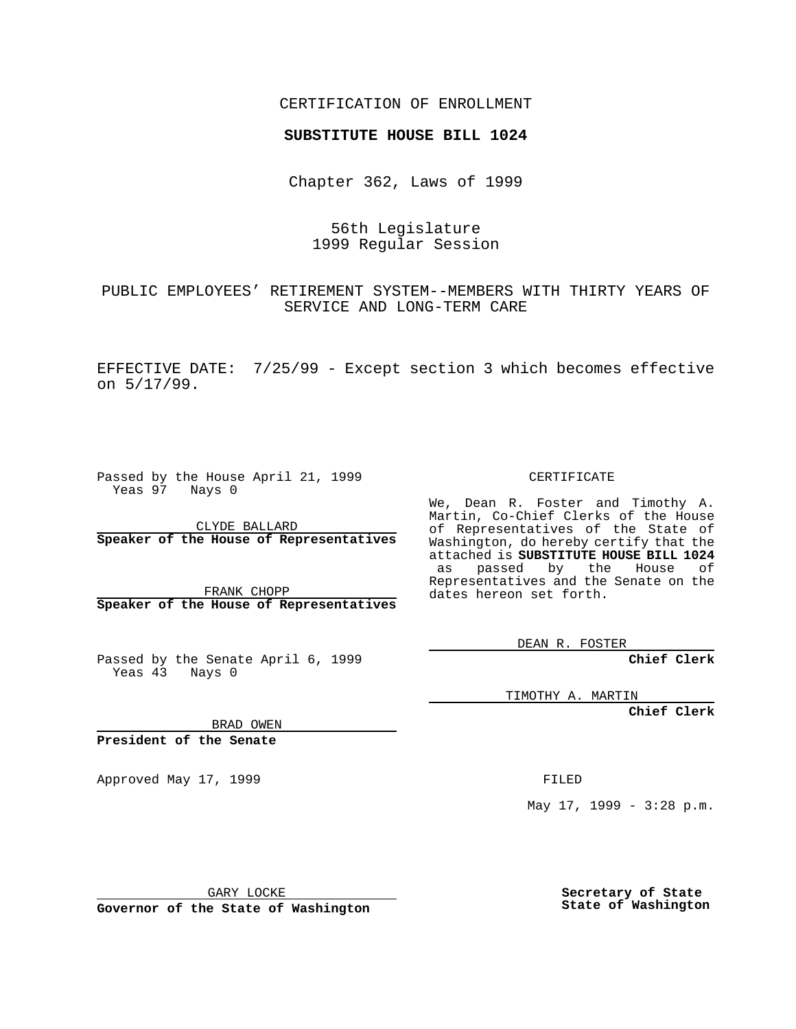CERTIFICATION OF ENROLLMENT

**SUBSTITUTE HOUSE BILL 1024**

Chapter 362, Laws of 1999

56th Legislature
1999 Regular Session

PUBLIC EMPLOYEES' RETIREMENT SYSTEM--MEMBERS WITH THIRTY YEARS OF SERVICE AND LONG-TERM CARE

EFFECTIVE DATE: 7/25/99 - Except section 3 which becomes effective on 5/17/99.

Passed by the House April 21, 1999
Yeas 97 Nays 0

CLYDE BALLARD
**Speaker of the House of Representatives**

FRANK CHOPP
**Speaker of the House of Representatives**

Passed by the Senate April 6, 1999
Yeas 43 Nays 0

BRAD OWEN
**President of the Senate**

Approved May 17, 1999

GARY LOCKE
**Governor of the State of Washington**

CERTIFICATE

We, Dean R. Foster and Timothy A. Martin, Co-Chief Clerks of the House of Representatives of the State of Washington, do hereby certify that the attached is **SUBSTITUTE HOUSE BILL 1024** as passed by the House of Representatives and the Senate on the dates hereon set forth.

DEAN R. FOSTER
**Chief Clerk**

TIMOTHY A. MARTIN
**Chief Clerk**

FILED

May 17, 1999 - 3:28 p.m.

**Secretary of State**
**State of Washington**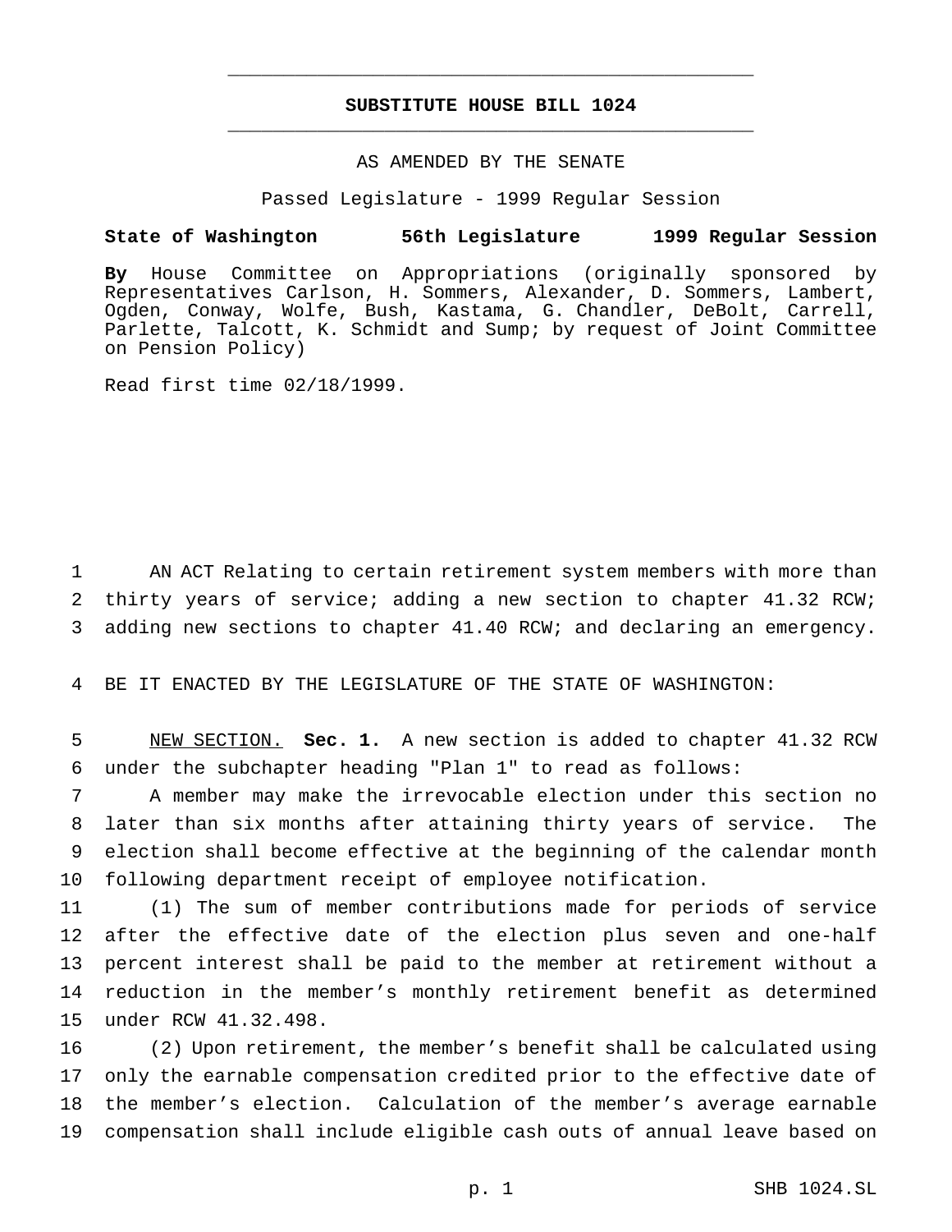# SUBSTITUTE HOUSE BILL 1024

AS AMENDED BY THE SENATE

Passed Legislature - 1999 Regular Session

**State of Washington 56th Legislature 1999 Regular Session**

**By** House Committee on Appropriations (originally sponsored by Representatives Carlson, H. Sommers, Alexander, D. Sommers, Lambert, Ogden, Conway, Wolfe, Bush, Kastama, G. Chandler, DeBolt, Carrell, Parlette, Talcott, K. Schmidt and Sump; by request of Joint Committee on Pension Policy)

Read first time 02/18/1999.

1 AN ACT Relating to certain retirement system members with more than 2 thirty years of service; adding a new section to chapter 41.32 RCW; 3 adding new sections to chapter 41.40 RCW; and declaring an emergency.

4 BE IT ENACTED BY THE LEGISLATURE OF THE STATE OF WASHINGTON:

5 NEW SECTION. **Sec. 1.** A new section is added to chapter 41.32 RCW 6 under the subchapter heading "Plan 1" to read as follows:

7 A member may make the irrevocable election under this section no 8 later than six months after attaining thirty years of service. The 9 election shall become effective at the beginning of the calendar month 10 following department receipt of employee notification.

11 (1) The sum of member contributions made for periods of service 12 after the effective date of the election plus seven and one-half 13 percent interest shall be paid to the member at retirement without a 14 reduction in the member's monthly retirement benefit as determined 15 under RCW 41.32.498.

16 (2) Upon retirement, the member's benefit shall be calculated using 17 only the earnable compensation credited prior to the effective date of 18 the member's election. Calculation of the member's average earnable 19 compensation shall include eligible cash outs of annual leave based on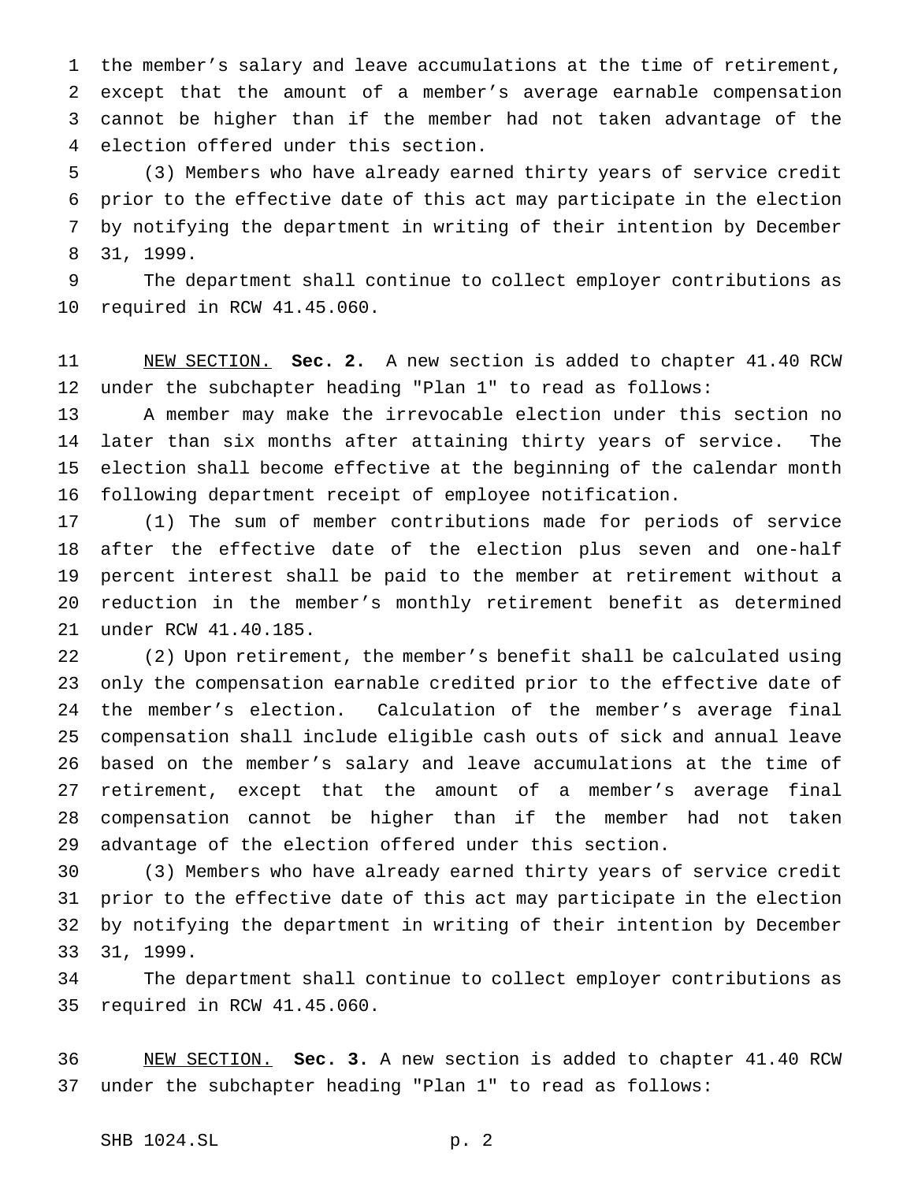the member's salary and leave accumulations at the time of retirement, except that the amount of a member's average earnable compensation cannot be higher than if the member had not taken advantage of the election offered under this section.

(3) Members who have already earned thirty years of service credit prior to the effective date of this act may participate in the election by notifying the department in writing of their intention by December 31, 1999.

The department shall continue to collect employer contributions as required in RCW 41.45.060.

NEW SECTION. **Sec. 2.** A new section is added to chapter 41.40 RCW under the subchapter heading "Plan 1" to read as follows:

A member may make the irrevocable election under this section no later than six months after attaining thirty years of service. The election shall become effective at the beginning of the calendar month following department receipt of employee notification.

(1) The sum of member contributions made for periods of service after the effective date of the election plus seven and one-half percent interest shall be paid to the member at retirement without a reduction in the member's monthly retirement benefit as determined under RCW 41.40.185.

(2) Upon retirement, the member's benefit shall be calculated using only the compensation earnable credited prior to the effective date of the member's election. Calculation of the member's average final compensation shall include eligible cash outs of sick and annual leave based on the member's salary and leave accumulations at the time of retirement, except that the amount of a member's average final compensation cannot be higher than if the member had not taken advantage of the election offered under this section.

(3) Members who have already earned thirty years of service credit prior to the effective date of this act may participate in the election by notifying the department in writing of their intention by December 31, 1999.

The department shall continue to collect employer contributions as required in RCW 41.45.060.

NEW SECTION. **Sec. 3.** A new section is added to chapter 41.40 RCW under the subchapter heading "Plan 1" to read as follows: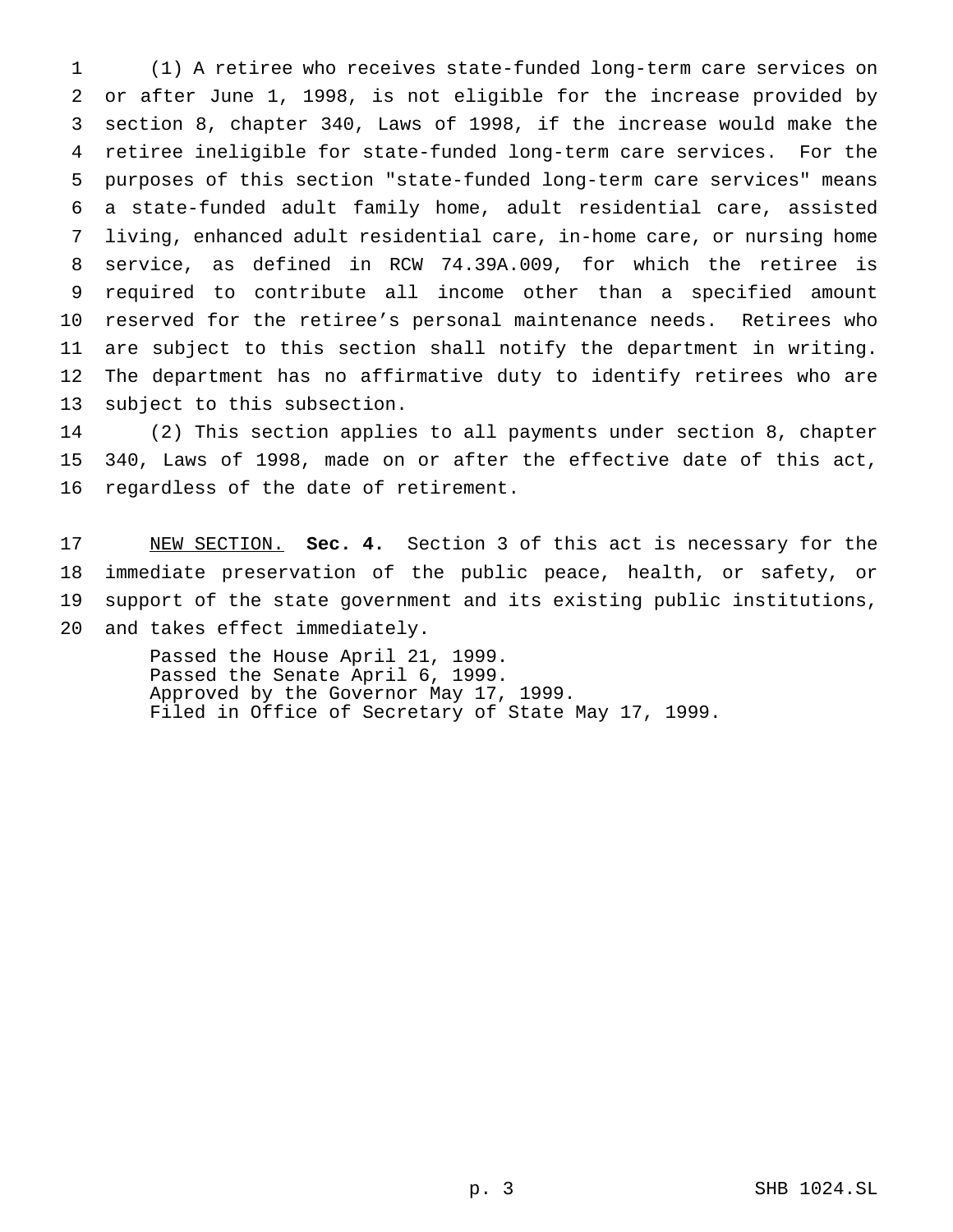(1) A retiree who receives state-funded long-term care services on or after June 1, 1998, is not eligible for the increase provided by section 8, chapter 340, Laws of 1998, if the increase would make the retiree ineligible for state-funded long-term care services. For the purposes of this section "state-funded long-term care services" means a state-funded adult family home, adult residential care, assisted living, enhanced adult residential care, in-home care, or nursing home service, as defined in RCW 74.39A.009, for which the retiree is required to contribute all income other than a specified amount reserved for the retiree's personal maintenance needs. Retirees who are subject to this section shall notify the department in writing. The department has no affirmative duty to identify retirees who are subject to this subsection.

(2) This section applies to all payments under section 8, chapter 340, Laws of 1998, made on or after the effective date of this act, regardless of the date of retirement.

NEW SECTION. **Sec. 4.** Section 3 of this act is necessary for the immediate preservation of the public peace, health, or safety, or support of the state government and its existing public institutions, and takes effect immediately.

Passed the House April 21, 1999.
Passed the Senate April 6, 1999.
Approved by the Governor May 17, 1999.
Filed in Office of Secretary of State May 17, 1999.